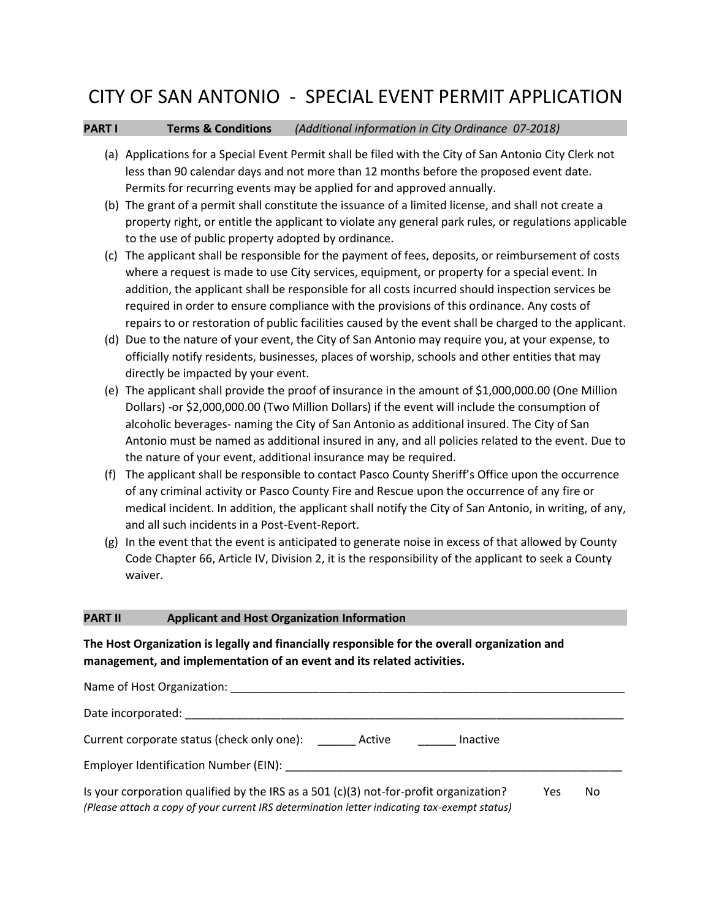# CITY OF SAN ANTONIO - SPECIAL EVENT PERMIT APPLICATION

## PART I Terms & Conditions *(Additional information in City Ordinance 07-2018)*

(a) Applications for a Special Event Permit shall be filed with the City of San Antonio City Clerk not less than 90 calendar days and not more than 12 months before the proposed event date. Permits for recurring events may be applied for and approved annually.

(b) The grant of a permit shall constitute the issuance of a limited license, and shall not create a property right, or entitle the applicant to violate any general park rules, or regulations applicable to the use of public property adopted by ordinance.

(c) The applicant shall be responsible for the payment of fees, deposits, or reimbursement of costs where a request is made to use City services, equipment, or property for a special event. In addition, the applicant shall be responsible for all costs incurred should inspection services be required in order to ensure compliance with the provisions of this ordinance. Any costs of repairs to or restoration of public facilities caused by the event shall be charged to the applicant.

(d) Due to the nature of your event, the City of San Antonio may require you, at your expense, to officially notify residents, businesses, places of worship, schools and other entities that may directly be impacted by your event.

(e) The applicant shall provide the proof of insurance in the amount of $1,000,000.00 (One Million Dollars) -or $2,000,000.00 (Two Million Dollars) if the event will include the consumption of alcoholic beverages- naming the City of San Antonio as additional insured. The City of San Antonio must be named as additional insured in any, and all policies related to the event. Due to the nature of your event, additional insurance may be required.

(f) The applicant shall be responsible to contact Pasco County Sheriff's Office upon the occurrence of any criminal activity or Pasco County Fire and Rescue upon the occurrence of any fire or medical incident. In addition, the applicant shall notify the City of San Antonio, in writing, of any, and all such incidents in a Post-Event-Report.

(g) In the event that the event is anticipated to generate noise in excess of that allowed by County Code Chapter 66, Article IV, Division 2, it is the responsibility of the applicant to seek a County waiver.

## PART II Applicant and Host Organization Information

**The Host Organization is legally and financially responsible for the overall organization and management, and implementation of an event and its related activities.**

Name of Host Organization: ______________________________________________________________

Date incorporated: ______________________________________________________________________

Current corporate status (check only one): ______ Active ______ Inactive

Employer Identification Number (EIN): ____________________________________________________

Is your corporation qualified by the IRS as a 501 (c)(3) not-for-profit organization? Yes No
*(Please attach a copy of your current IRS determination letter indicating tax-exempt status)*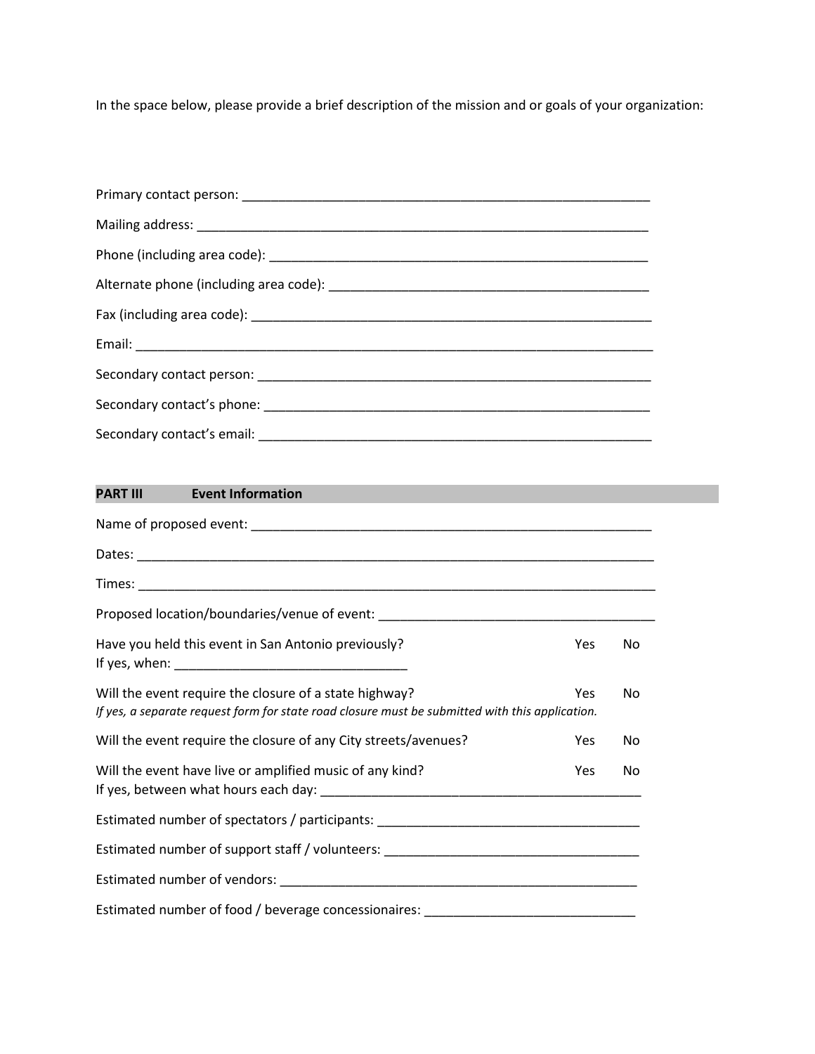In the space below, please provide a brief description of the mission and or goals of your organization:

Primary contact person: ___________________________________________________________

Mailing address: _________________________________________________________________

Phone (including area code): _______________________________________________________

Alternate phone (including area code): _______________________________________________

Fax (including area code): __________________________________________________________

Email: ___________________________________________________________________________

Secondary contact person: _________________________________________________________

Secondary contact's phone: ________________________________________________________

Secondary contact's email: ________________________________________________________

## PART III Event Information

Name of proposed event: __________________________________________________________

Dates: ___________________________________________________________________________

Times: ___________________________________________________________________________

Proposed location/boundaries/venue of event: _________________________________________

Have you held this event in San Antonio previously? Yes No
If yes, when: _________________________________

Will the event require the closure of a state highway? Yes No
*If yes, a separate request form for state road closure must be submitted with this application.*

Will the event require the closure of any City streets/avenues? Yes No

Will the event have live or amplified music of any kind? Yes No
If yes, between what hours each day: ____________________________________________

Estimated number of spectators / participants: ____________________________________

Estimated number of support staff / volunteers: ___________________________________

Estimated number of vendors: ___________________________________________________

Estimated number of food / beverage concessionaires: _____________________________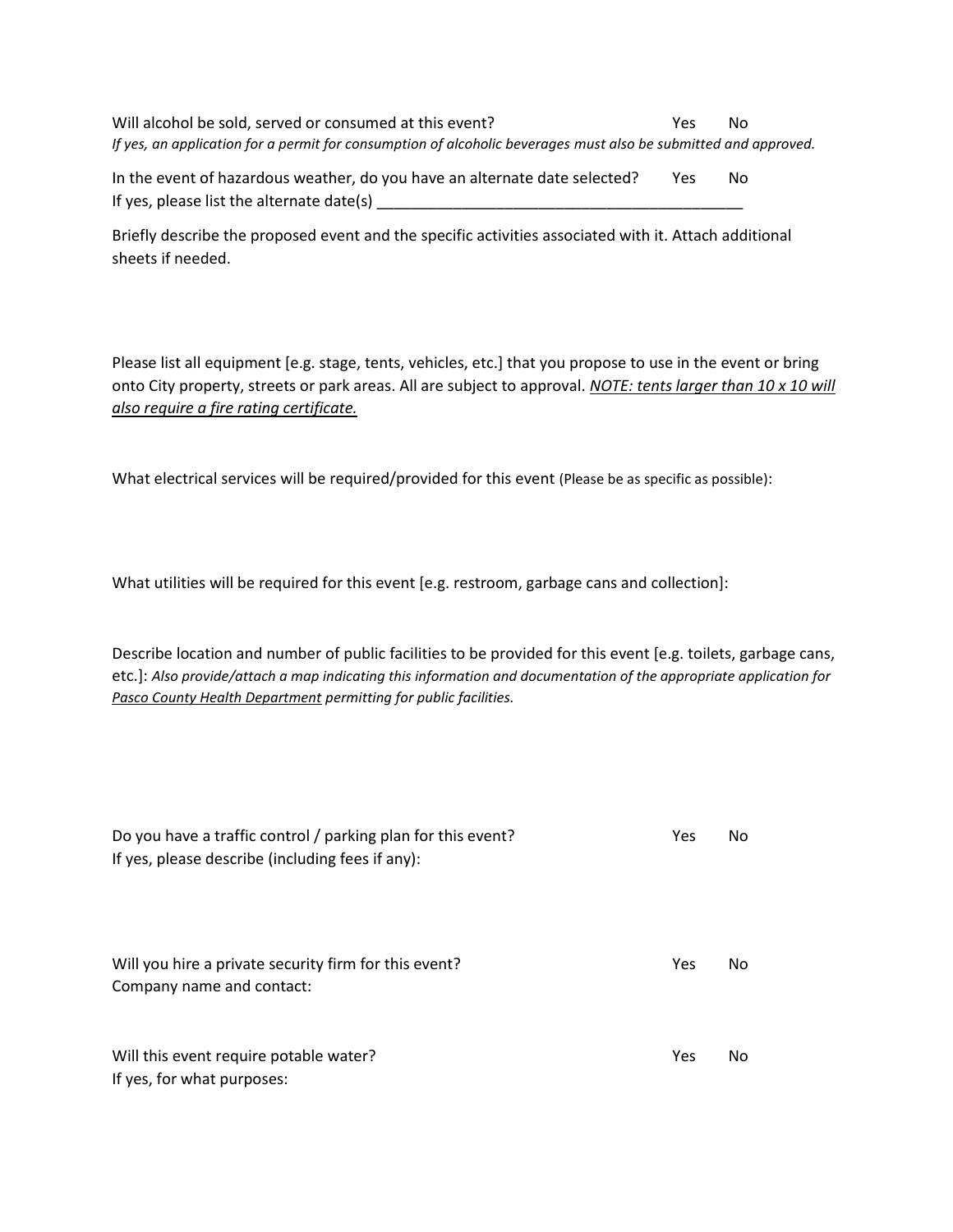Will alcohol be sold, served or consumed at this event? Yes No

*If yes, an application for a permit for consumption of alcoholic beverages must also be submitted and approved.*

In the event of hazardous weather, do you have an alternate date selected? Yes No

If yes, please list the alternate date(s) ___________________________________________

Briefly describe the proposed event and the specific activities associated with it. Attach additional sheets if needed.

Please list all equipment [e.g. stage, tents, vehicles, etc.] that you propose to use in the event or bring onto City property, streets or park areas. All are subject to approval. *NOTE: tents larger than 10 x 10 will also require a fire rating certificate.*

What electrical services will be required/provided for this event (Please be as specific as possible):

What utilities will be required for this event [e.g. restroom, garbage cans and collection]:

Describe location and number of public facilities to be provided for this event [e.g. toilets, garbage cans, etc.]: *Also provide/attach a map indicating this information and documentation of the appropriate application for Pasco County Health Department permitting for public facilities.*

Do you have a traffic control / parking plan for this event? Yes No

If yes, please describe (including fees if any):

Will you hire a private security firm for this event? Yes No

Company name and contact:

Will this event require potable water? Yes No

If yes, for what purposes: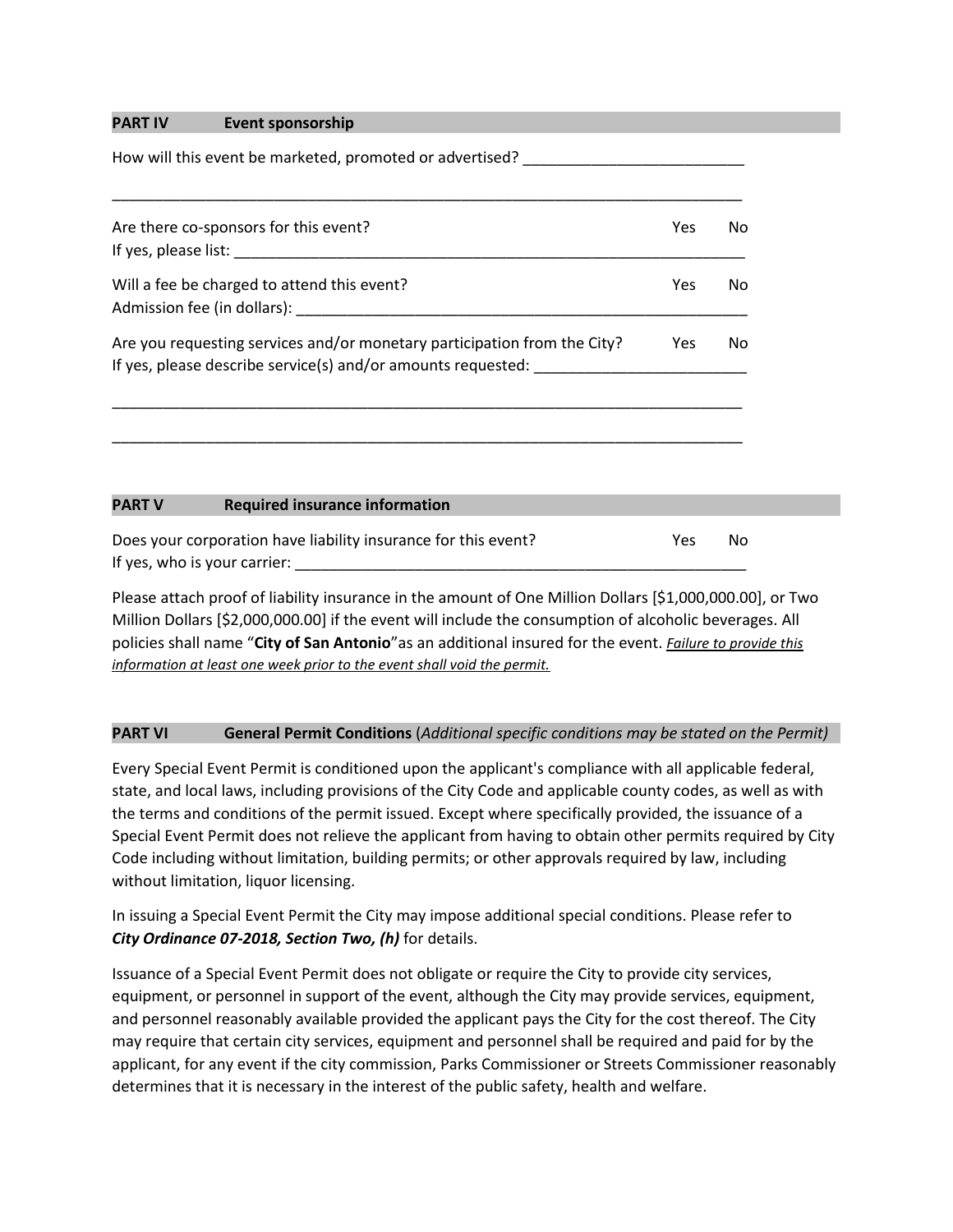## PART IV Event sponsorship

How will this event be marketed, promoted or advertised? __________________________

______________________________________________________________________________

Are there co-sponsors for this event? Yes No
If yes, please list: ______________________________________________________________

Will a fee be charged to attend this event? Yes No
Admission fee (in dollars): _________________________________________________________

Are you requesting services and/or monetary participation from the City? Yes No
If yes, please describe service(s) and/or amounts requested: _________________________

______________________________________________________________________________

______________________________________________________________________________

## PART V Required insurance information

Does your corporation have liability insurance for this event? Yes No
If yes, who is your carrier: ________________________________________________________

Please attach proof of liability insurance in the amount of One Million Dollars [$1,000,000.00], or Two Million Dollars [$2,000,000.00] if the event will include the consumption of alcoholic beverages. All policies shall name "**City of San Antonio**"as an additional insured for the event. ***Failure to provide this information at least one week prior to the event shall void the permit.***

## PART VI General Permit Conditions (*Additional specific conditions may be stated on the Permit)*

Every Special Event Permit is conditioned upon the applicant's compliance with all applicable federal, state, and local laws, including provisions of the City Code and applicable county codes, as well as with the terms and conditions of the permit issued. Except where specifically provided, the issuance of a Special Event Permit does not relieve the applicant from having to obtain other permits required by City Code including without limitation, building permits; or other approvals required by law, including without limitation, liquor licensing.

In issuing a Special Event Permit the City may impose additional special conditions. Please refer to ***City Ordinance 07-2018, Section Two, (h)*** for details.

Issuance of a Special Event Permit does not obligate or require the City to provide city services, equipment, or personnel in support of the event, although the City may provide services, equipment, and personnel reasonably available provided the applicant pays the City for the cost thereof. The City may require that certain city services, equipment and personnel shall be required and paid for by the applicant, for any event if the city commission, Parks Commissioner or Streets Commissioner reasonably determines that it is necessary in the interest of the public safety, health and welfare.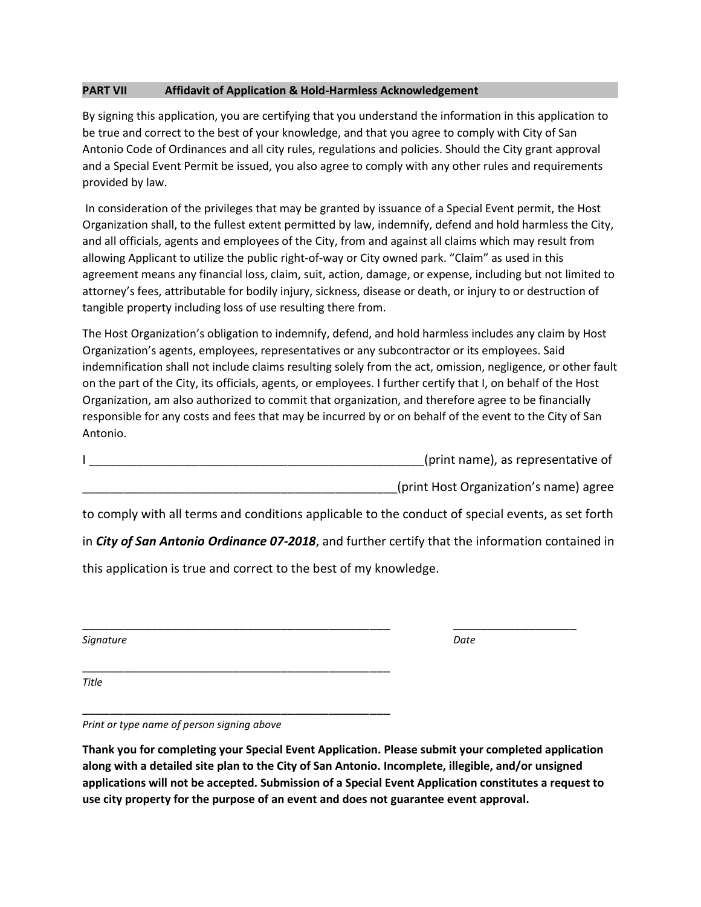## PART VII Affidavit of Application & Hold-Harmless Acknowledgement

By signing this application, you are certifying that you understand the information in this application to be true and correct to the best of your knowledge, and that you agree to comply with City of San Antonio Code of Ordinances and all city rules, regulations and policies. Should the City grant approval and a Special Event Permit be issued, you also agree to comply with any other rules and requirements provided by law.

In consideration of the privileges that may be granted by issuance of a Special Event permit, the Host Organization shall, to the fullest extent permitted by law, indemnify, defend and hold harmless the City, and all officials, agents and employees of the City, from and against all claims which may result from allowing Applicant to utilize the public right-of-way or City owned park. "Claim" as used in this agreement means any financial loss, claim, suit, action, damage, or expense, including but not limited to attorney's fees, attributable for bodily injury, sickness, disease or death, or injury to or destruction of tangible property including loss of use resulting there from.

The Host Organization's obligation to indemnify, defend, and hold harmless includes any claim by Host Organization's agents, employees, representatives or any subcontractor or its employees. Said indemnification shall not include claims resulting solely from the act, omission, negligence, or other fault on the part of the City, its officials, agents, or employees. I further certify that I, on behalf of the Host Organization, am also authorized to commit that organization, and therefore agree to be financially responsible for any costs and fees that may be incurred by or on behalf of the event to the City of San Antonio.

I ___________________________________________________(print name), as representative of

_______________________________________________(print Host Organization's name) agree

to comply with all terms and conditions applicable to the conduct of special events, as set forth in ***City of San Antonio Ordinance 07-2018***, and further certify that the information contained in this application is true and correct to the best of my knowledge.

_________________________________________________ ___________________

*Signature* *Date*

_________________________________________________

*Title*

_________________________________________________

*Print or type name of person signing above*

**Thank you for completing your Special Event Application. Please submit your completed application along with a detailed site plan to the City of San Antonio. Incomplete, illegible, and/or unsigned applications will not be accepted. Submission of a Special Event Application constitutes a request to use city property for the purpose of an event and does not guarantee event approval.**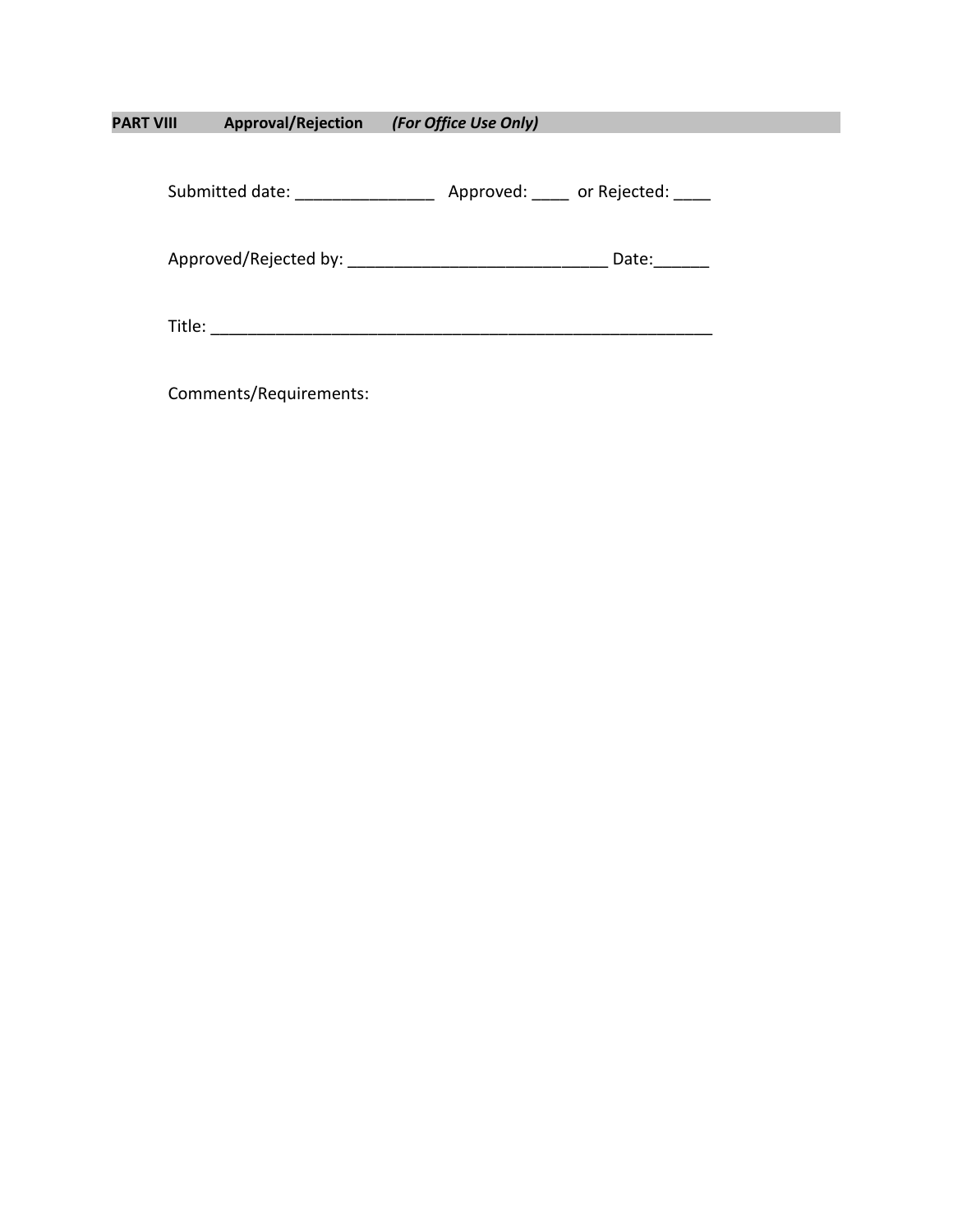## PART VIII Approval/Rejection *(For Office Use Only)*

Submitted date: _______________ Approved: ____ or Rejected: ____

Approved/Rejected by: ____________________________ Date:______

Title: _______________________________________________________

Comments/Requirements: